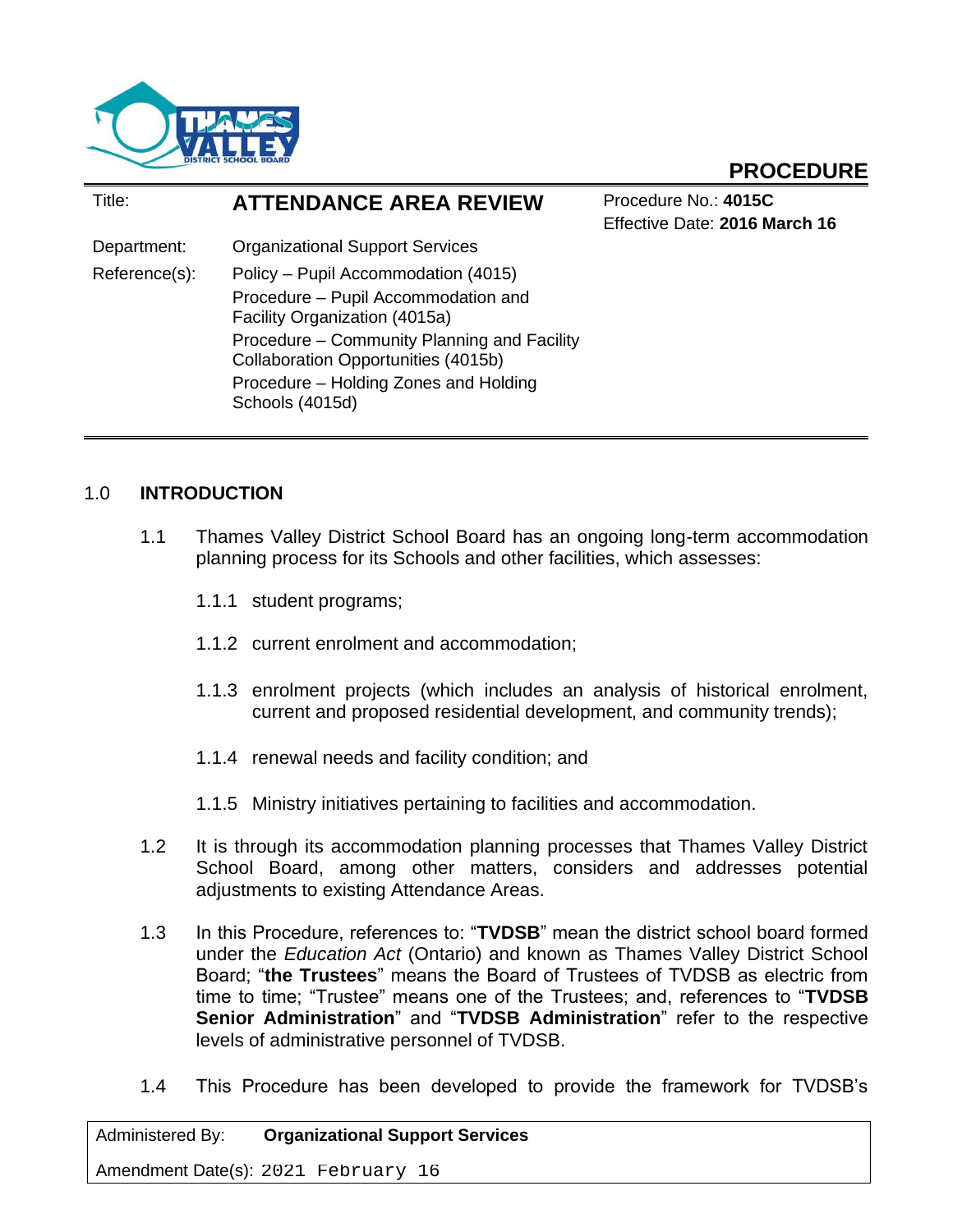# PROCEDURE

| Title: | **ATTENDANCE AREA REVIEW** | Procedure No.: **4015C**<br>Effective Date: **2016 March 16** |
|---|---|---|
| Department: | Organizational Support Services | |
| Reference(s): | Policy – Pupil Accommodation (4015)<br>Procedure – Pupil Accommodation and Facility Organization (4015a)<br>Procedure – Community Planning and Facility Collaboration Opportunities (4015b)<br>Procedure – Holding Zones and Holding Schools (4015d) | |

## 1.0 INTRODUCTION

1.1 Thames Valley District School Board has an ongoing long-term accommodation planning process for its Schools and other facilities, which assesses:

1.1.1 student programs;

1.1.2 current enrolment and accommodation;

1.1.3 enrolment projects (which includes an analysis of historical enrolment, current and proposed residential development, and community trends);

1.1.4 renewal needs and facility condition; and

1.1.5 Ministry initiatives pertaining to facilities and accommodation.

1.2 It is through its accommodation planning processes that Thames Valley District School Board, among other matters, considers and addresses potential adjustments to existing Attendance Areas.

1.3 In this Procedure, references to: "**TVDSB**" mean the district school board formed under the *Education Act* (Ontario) and known as Thames Valley District School Board; "**the Trustees**" means the Board of Trustees of TVDSB as electric from time to time; "Trustee" means one of the Trustees; and, references to "**TVDSB Senior Administration**" and "**TVDSB Administration**" refer to the respective levels of administrative personnel of TVDSB.

1.4 This Procedure has been developed to provide the framework for TVDSB's

| Administered By: | **Organizational Support Services** |
|---|---|
| Amendment Date(s): 2021 February 16 | |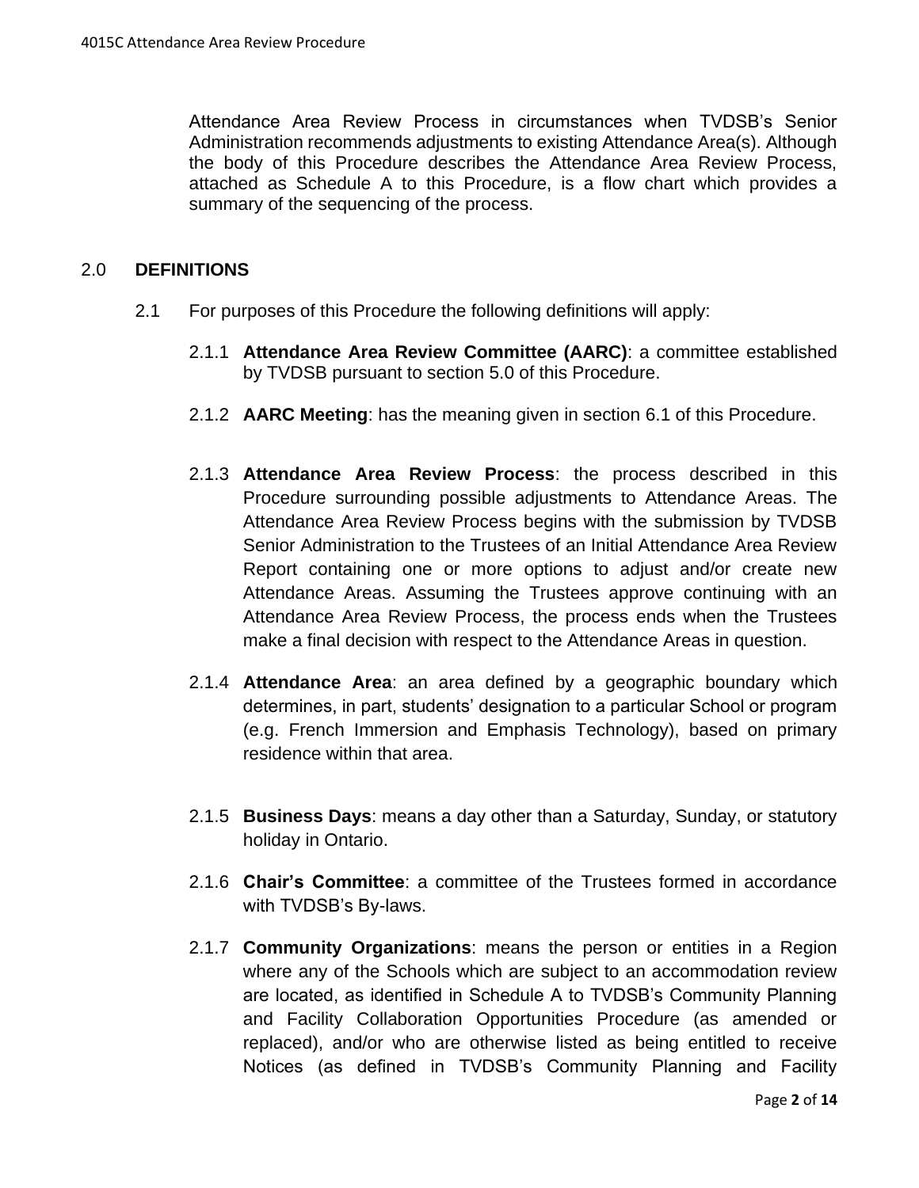Attendance Area Review Process in circumstances when TVDSB's Senior Administration recommends adjustments to existing Attendance Area(s). Although the body of this Procedure describes the Attendance Area Review Process, attached as Schedule A to this Procedure, is a flow chart which provides a summary of the sequencing of the process.

## 2.0 DEFINITIONS

2.1 For purposes of this Procedure the following definitions will apply:

2.1.1 **Attendance Area Review Committee (AARC)**: a committee established by TVDSB pursuant to section 5.0 of this Procedure.

2.1.2 **AARC Meeting**: has the meaning given in section 6.1 of this Procedure.

2.1.3 **Attendance Area Review Process**: the process described in this Procedure surrounding possible adjustments to Attendance Areas. The Attendance Area Review Process begins with the submission by TVDSB Senior Administration to the Trustees of an Initial Attendance Area Review Report containing one or more options to adjust and/or create new Attendance Areas. Assuming the Trustees approve continuing with an Attendance Area Review Process, the process ends when the Trustees make a final decision with respect to the Attendance Areas in question.

2.1.4 **Attendance Area**: an area defined by a geographic boundary which determines, in part, students' designation to a particular School or program (e.g. French Immersion and Emphasis Technology), based on primary residence within that area.

2.1.5 **Business Days**: means a day other than a Saturday, Sunday, or statutory holiday in Ontario.

2.1.6 **Chair's Committee**: a committee of the Trustees formed in accordance with TVDSB's By-laws.

2.1.7 **Community Organizations**: means the person or entities in a Region where any of the Schools which are subject to an accommodation review are located, as identified in Schedule A to TVDSB's Community Planning and Facility Collaboration Opportunities Procedure (as amended or replaced), and/or who are otherwise listed as being entitled to receive Notices (as defined in TVDSB's Community Planning and Facility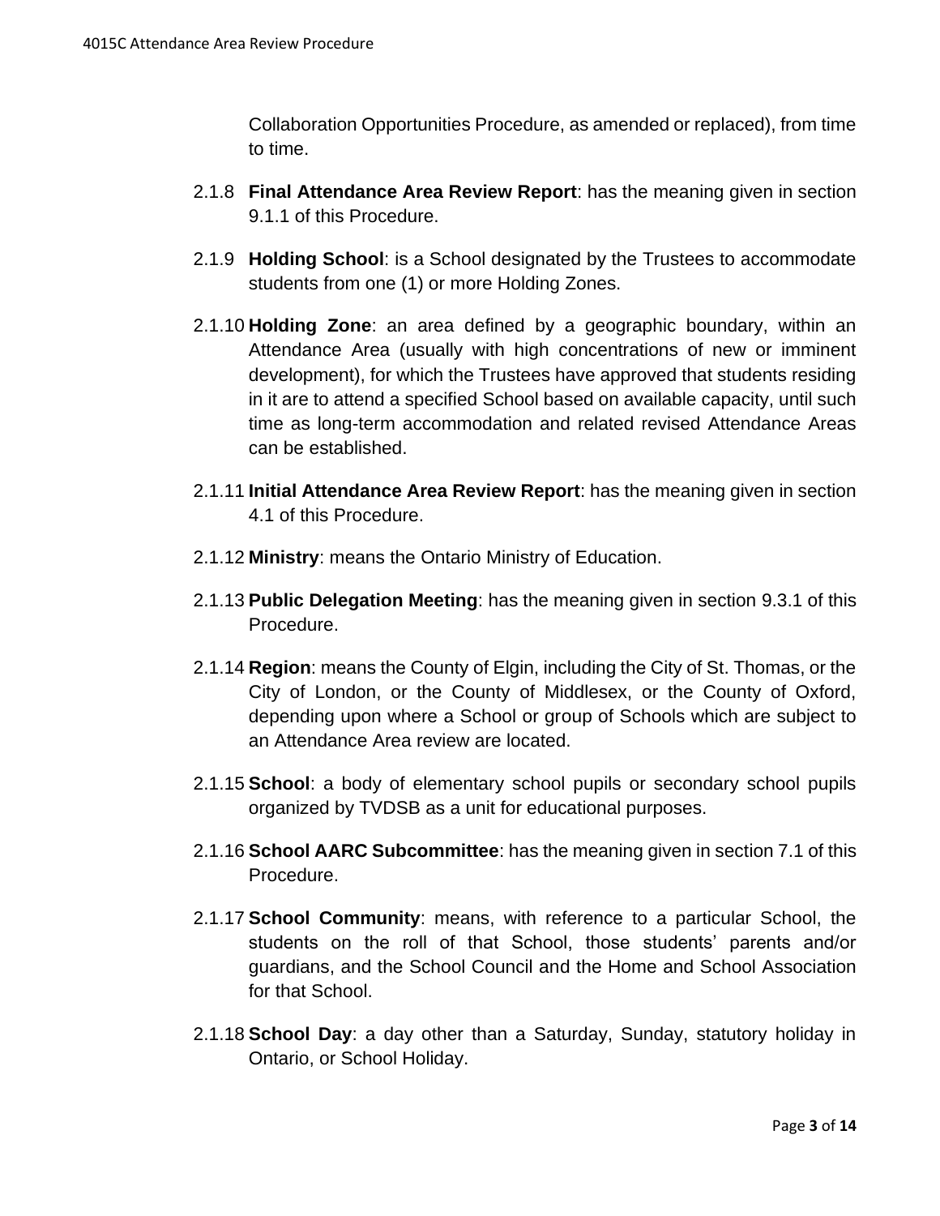Collaboration Opportunities Procedure, as amended or replaced), from time to time.

2.1.8 **Final Attendance Area Review Report**: has the meaning given in section 9.1.1 of this Procedure.

2.1.9 **Holding School**: is a School designated by the Trustees to accommodate students from one (1) or more Holding Zones.

2.1.10 **Holding Zone**: an area defined by a geographic boundary, within an Attendance Area (usually with high concentrations of new or imminent development), for which the Trustees have approved that students residing in it are to attend a specified School based on available capacity, until such time as long-term accommodation and related revised Attendance Areas can be established.

2.1.11 **Initial Attendance Area Review Report**: has the meaning given in section 4.1 of this Procedure.

2.1.12 **Ministry**: means the Ontario Ministry of Education.

2.1.13 **Public Delegation Meeting**: has the meaning given in section 9.3.1 of this Procedure.

2.1.14 **Region**: means the County of Elgin, including the City of St. Thomas, or the City of London, or the County of Middlesex, or the County of Oxford, depending upon where a School or group of Schools which are subject to an Attendance Area review are located.

2.1.15 **School**: a body of elementary school pupils or secondary school pupils organized by TVDSB as a unit for educational purposes.

2.1.16 **School AARC Subcommittee**: has the meaning given in section 7.1 of this Procedure.

2.1.17 **School Community**: means, with reference to a particular School, the students on the roll of that School, those students' parents and/or guardians, and the School Council and the Home and School Association for that School.

2.1.18 **School Day**: a day other than a Saturday, Sunday, statutory holiday in Ontario, or School Holiday.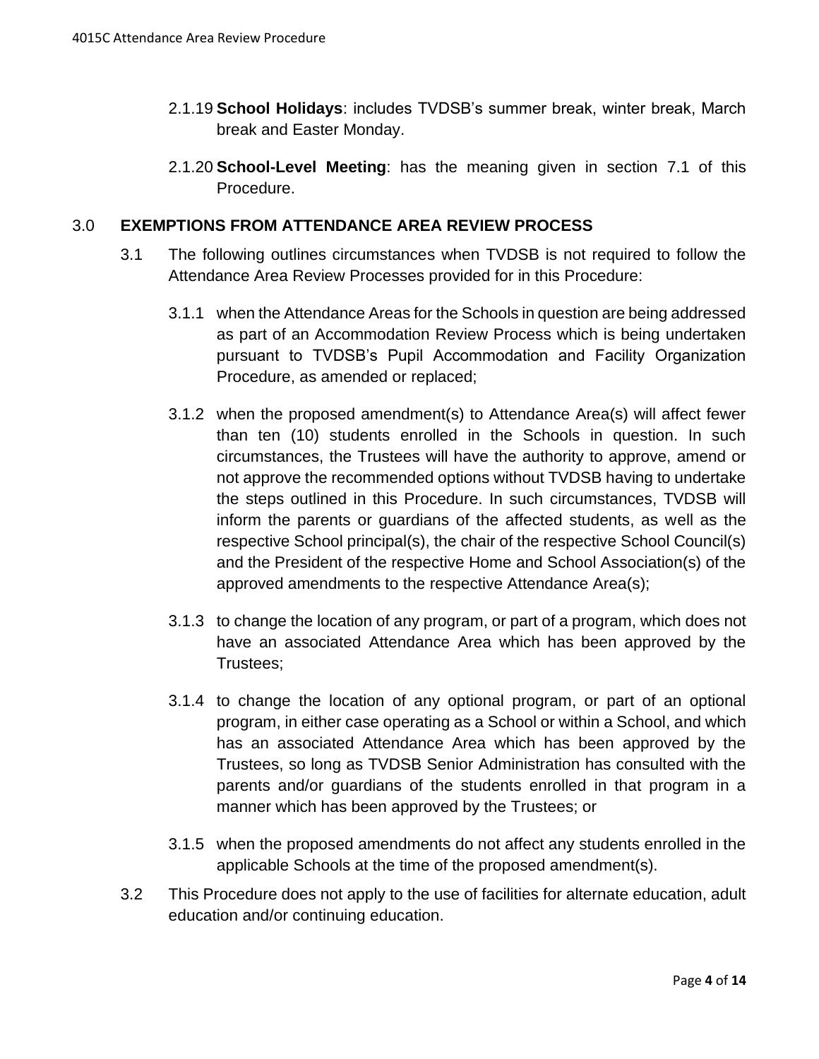2.1.19 **School Holidays**: includes TVDSB’s summer break, winter break, March break and Easter Monday.

2.1.20 **School-Level Meeting**: has the meaning given in section 7.1 of this Procedure.

## 3.0 EXEMPTIONS FROM ATTENDANCE AREA REVIEW PROCESS

3.1 The following outlines circumstances when TVDSB is not required to follow the Attendance Area Review Processes provided for in this Procedure:

3.1.1 when the Attendance Areas for the Schools in question are being addressed as part of an Accommodation Review Process which is being undertaken pursuant to TVDSB’s Pupil Accommodation and Facility Organization Procedure, as amended or replaced;

3.1.2 when the proposed amendment(s) to Attendance Area(s) will affect fewer than ten (10) students enrolled in the Schools in question. In such circumstances, the Trustees will have the authority to approve, amend or not approve the recommended options without TVDSB having to undertake the steps outlined in this Procedure. In such circumstances, TVDSB will inform the parents or guardians of the affected students, as well as the respective School principal(s), the chair of the respective School Council(s) and the President of the respective Home and School Association(s) of the approved amendments to the respective Attendance Area(s);

3.1.3 to change the location of any program, or part of a program, which does not have an associated Attendance Area which has been approved by the Trustees;

3.1.4 to change the location of any optional program, or part of an optional program, in either case operating as a School or within a School, and which has an associated Attendance Area which has been approved by the Trustees, so long as TVDSB Senior Administration has consulted with the parents and/or guardians of the students enrolled in that program in a manner which has been approved by the Trustees; or

3.1.5 when the proposed amendments do not affect any students enrolled in the applicable Schools at the time of the proposed amendment(s).

3.2 This Procedure does not apply to the use of facilities for alternate education, adult education and/or continuing education.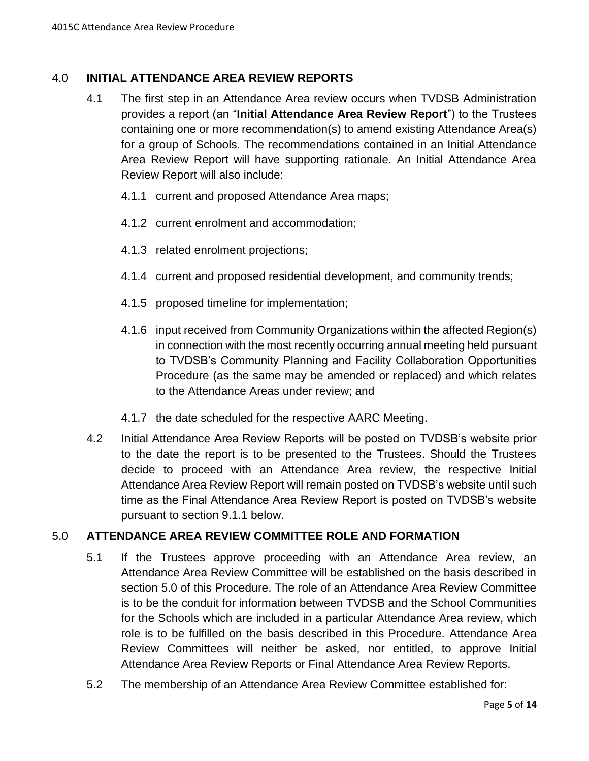## 4.0 INITIAL ATTENDANCE AREA REVIEW REPORTS

4.1 The first step in an Attendance Area review occurs when TVDSB Administration provides a report (an "**Initial Attendance Area Review Report**") to the Trustees containing one or more recommendation(s) to amend existing Attendance Area(s) for a group of Schools. The recommendations contained in an Initial Attendance Area Review Report will have supporting rationale. An Initial Attendance Area Review Report will also include:

4.1.1 current and proposed Attendance Area maps;

4.1.2 current enrolment and accommodation;

4.1.3 related enrolment projections;

4.1.4 current and proposed residential development, and community trends;

4.1.5 proposed timeline for implementation;

4.1.6 input received from Community Organizations within the affected Region(s) in connection with the most recently occurring annual meeting held pursuant to TVDSB's Community Planning and Facility Collaboration Opportunities Procedure (as the same may be amended or replaced) and which relates to the Attendance Areas under review; and

4.1.7 the date scheduled for the respective AARC Meeting.

4.2 Initial Attendance Area Review Reports will be posted on TVDSB's website prior to the date the report is to be presented to the Trustees. Should the Trustees decide to proceed with an Attendance Area review, the respective Initial Attendance Area Review Report will remain posted on TVDSB's website until such time as the Final Attendance Area Review Report is posted on TVDSB's website pursuant to section 9.1.1 below.

## 5.0 ATTENDANCE AREA REVIEW COMMITTEE ROLE AND FORMATION

5.1 If the Trustees approve proceeding with an Attendance Area review, an Attendance Area Review Committee will be established on the basis described in section 5.0 of this Procedure. The role of an Attendance Area Review Committee is to be the conduit for information between TVDSB and the School Communities for the Schools which are included in a particular Attendance Area review, which role is to be fulfilled on the basis described in this Procedure. Attendance Area Review Committees will neither be asked, nor entitled, to approve Initial Attendance Area Review Reports or Final Attendance Area Review Reports.

5.2 The membership of an Attendance Area Review Committee established for: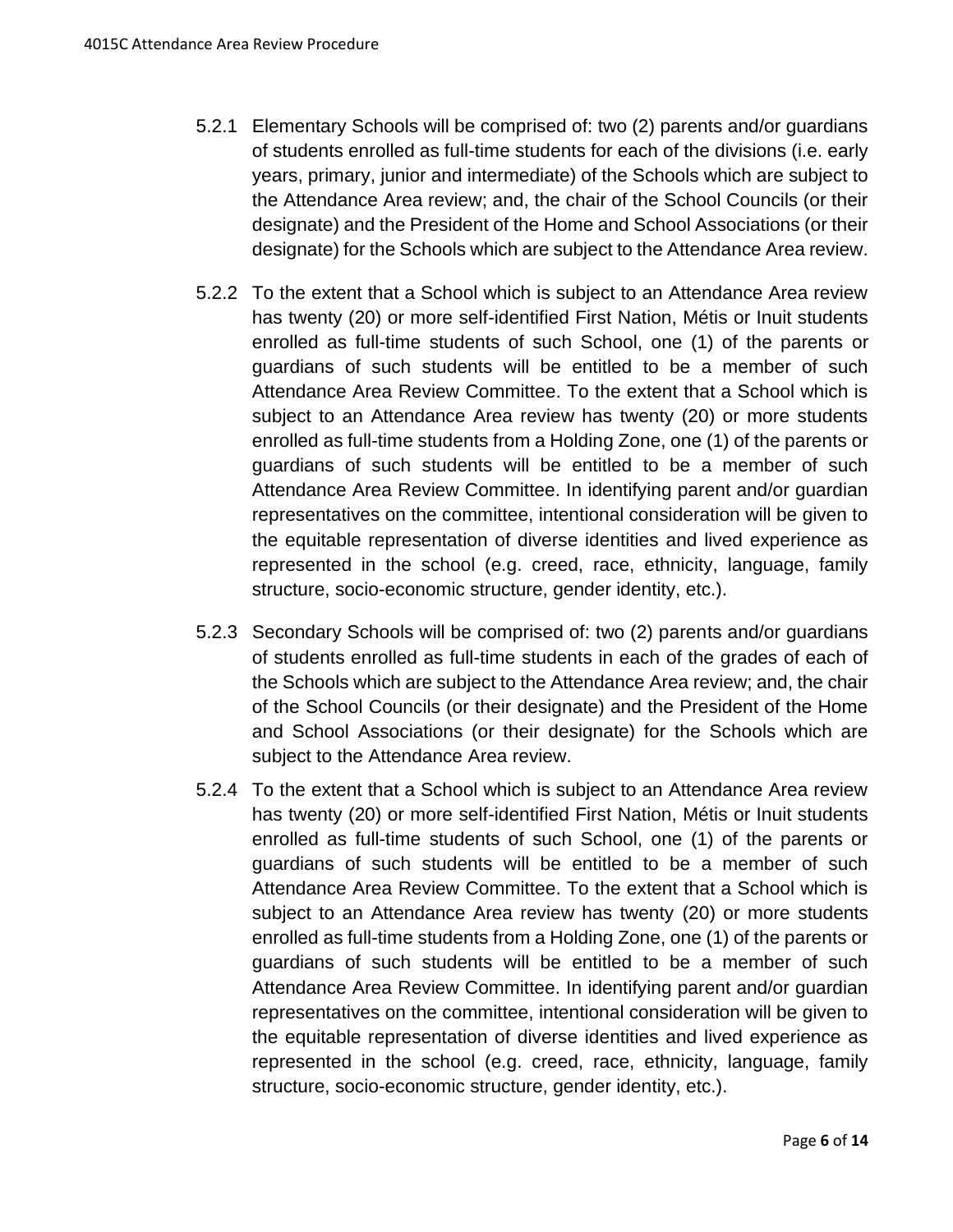5.2.1 Elementary Schools will be comprised of: two (2) parents and/or guardians of students enrolled as full-time students for each of the divisions (i.e. early years, primary, junior and intermediate) of the Schools which are subject to the Attendance Area review; and, the chair of the School Councils (or their designate) and the President of the Home and School Associations (or their designate) for the Schools which are subject to the Attendance Area review.

5.2.2 To the extent that a School which is subject to an Attendance Area review has twenty (20) or more self-identified First Nation, Métis or Inuit students enrolled as full-time students of such School, one (1) of the parents or guardians of such students will be entitled to be a member of such Attendance Area Review Committee. To the extent that a School which is subject to an Attendance Area review has twenty (20) or more students enrolled as full-time students from a Holding Zone, one (1) of the parents or guardians of such students will be entitled to be a member of such Attendance Area Review Committee. In identifying parent and/or guardian representatives on the committee, intentional consideration will be given to the equitable representation of diverse identities and lived experience as represented in the school (e.g. creed, race, ethnicity, language, family structure, socio-economic structure, gender identity, etc.).

5.2.3 Secondary Schools will be comprised of: two (2) parents and/or guardians of students enrolled as full-time students in each of the grades of each of the Schools which are subject to the Attendance Area review; and, the chair of the School Councils (or their designate) and the President of the Home and School Associations (or their designate) for the Schools which are subject to the Attendance Area review.

5.2.4 To the extent that a School which is subject to an Attendance Area review has twenty (20) or more self-identified First Nation, Métis or Inuit students enrolled as full-time students of such School, one (1) of the parents or guardians of such students will be entitled to be a member of such Attendance Area Review Committee. To the extent that a School which is subject to an Attendance Area review has twenty (20) or more students enrolled as full-time students from a Holding Zone, one (1) of the parents or guardians of such students will be entitled to be a member of such Attendance Area Review Committee. In identifying parent and/or guardian representatives on the committee, intentional consideration will be given to the equitable representation of diverse identities and lived experience as represented in the school (e.g. creed, race, ethnicity, language, family structure, socio-economic structure, gender identity, etc.).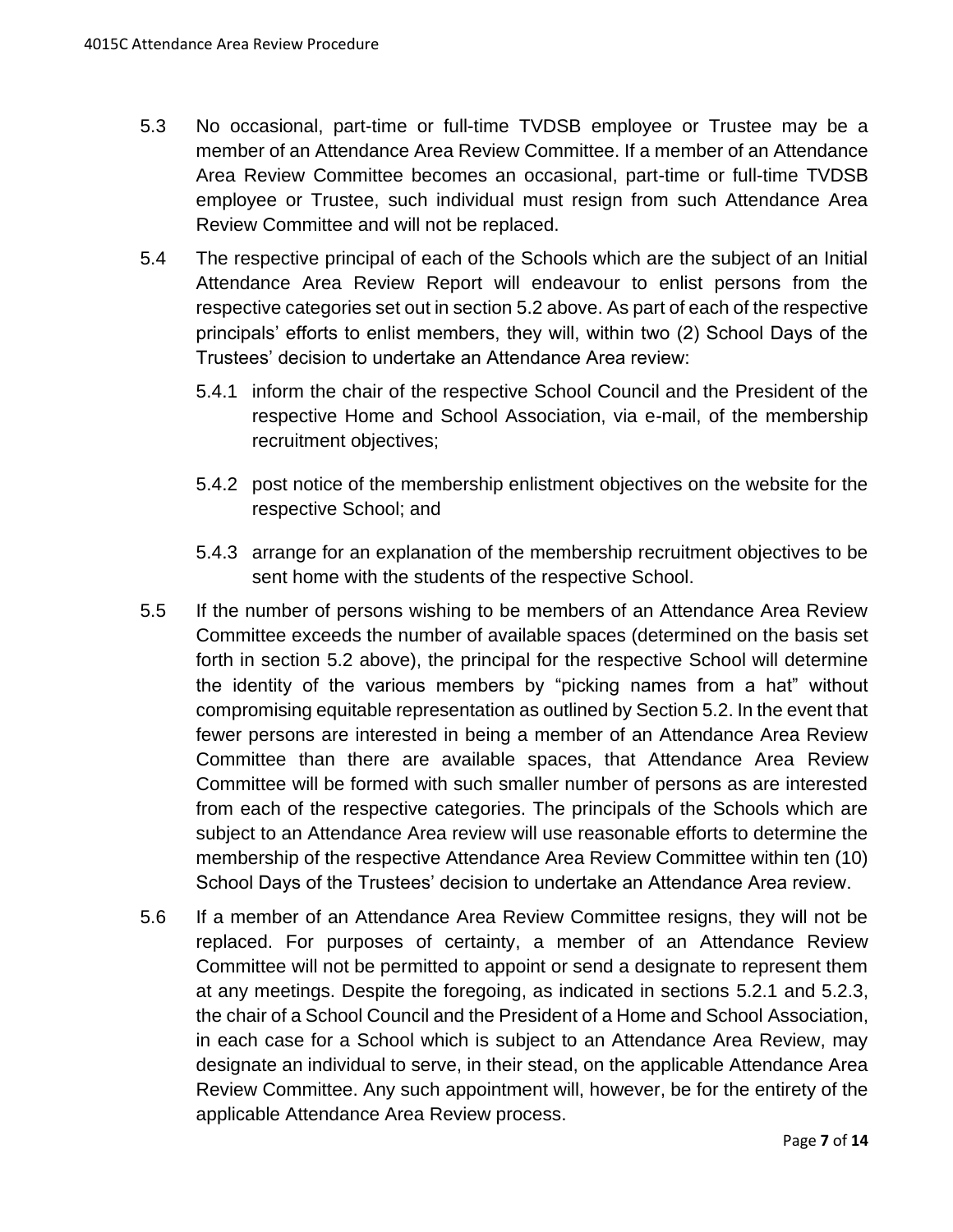5.3 No occasional, part-time or full-time TVDSB employee or Trustee may be a member of an Attendance Area Review Committee. If a member of an Attendance Area Review Committee becomes an occasional, part-time or full-time TVDSB employee or Trustee, such individual must resign from such Attendance Area Review Committee and will not be replaced.

5.4 The respective principal of each of the Schools which are the subject of an Initial Attendance Area Review Report will endeavour to enlist persons from the respective categories set out in section 5.2 above. As part of each of the respective principals' efforts to enlist members, they will, within two (2) School Days of the Trustees' decision to undertake an Attendance Area review:

5.4.1 inform the chair of the respective School Council and the President of the respective Home and School Association, via e-mail, of the membership recruitment objectives;

5.4.2 post notice of the membership enlistment objectives on the website for the respective School; and

5.4.3 arrange for an explanation of the membership recruitment objectives to be sent home with the students of the respective School.

5.5 If the number of persons wishing to be members of an Attendance Area Review Committee exceeds the number of available spaces (determined on the basis set forth in section 5.2 above), the principal for the respective School will determine the identity of the various members by "picking names from a hat" without compromising equitable representation as outlined by Section 5.2. In the event that fewer persons are interested in being a member of an Attendance Area Review Committee than there are available spaces, that Attendance Area Review Committee will be formed with such smaller number of persons as are interested from each of the respective categories. The principals of the Schools which are subject to an Attendance Area review will use reasonable efforts to determine the membership of the respective Attendance Area Review Committee within ten (10) School Days of the Trustees' decision to undertake an Attendance Area review.

5.6 If a member of an Attendance Area Review Committee resigns, they will not be replaced. For purposes of certainty, a member of an Attendance Review Committee will not be permitted to appoint or send a designate to represent them at any meetings. Despite the foregoing, as indicated in sections 5.2.1 and 5.2.3, the chair of a School Council and the President of a Home and School Association, in each case for a School which is subject to an Attendance Area Review, may designate an individual to serve, in their stead, on the applicable Attendance Area Review Committee. Any such appointment will, however, be for the entirety of the applicable Attendance Area Review process.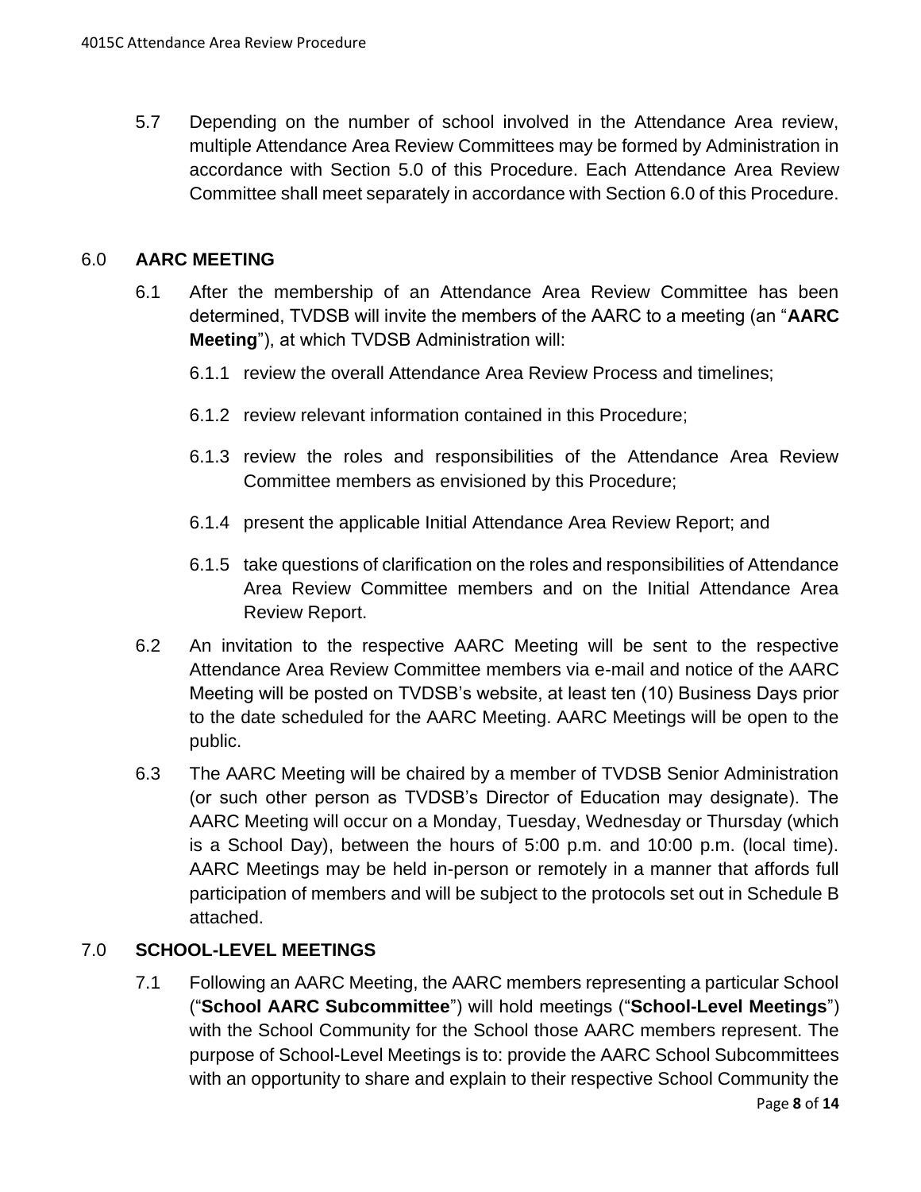5.7 Depending on the number of school involved in the Attendance Area review, multiple Attendance Area Review Committees may be formed by Administration in accordance with Section 5.0 of this Procedure. Each Attendance Area Review Committee shall meet separately in accordance with Section 6.0 of this Procedure.

## 6.0 AARC MEETING

6.1 After the membership of an Attendance Area Review Committee has been determined, TVDSB will invite the members of the AARC to a meeting (an "**AARC Meeting**"), at which TVDSB Administration will:

6.1.1 review the overall Attendance Area Review Process and timelines;

6.1.2 review relevant information contained in this Procedure;

6.1.3 review the roles and responsibilities of the Attendance Area Review Committee members as envisioned by this Procedure;

6.1.4 present the applicable Initial Attendance Area Review Report; and

6.1.5 take questions of clarification on the roles and responsibilities of Attendance Area Review Committee members and on the Initial Attendance Area Review Report.

6.2 An invitation to the respective AARC Meeting will be sent to the respective Attendance Area Review Committee members via e-mail and notice of the AARC Meeting will be posted on TVDSB's website, at least ten (10) Business Days prior to the date scheduled for the AARC Meeting. AARC Meetings will be open to the public.

6.3 The AARC Meeting will be chaired by a member of TVDSB Senior Administration (or such other person as TVDSB's Director of Education may designate). The AARC Meeting will occur on a Monday, Tuesday, Wednesday or Thursday (which is a School Day), between the hours of 5:00 p.m. and 10:00 p.m. (local time). AARC Meetings may be held in-person or remotely in a manner that affords full participation of members and will be subject to the protocols set out in Schedule B attached.

## 7.0 SCHOOL-LEVEL MEETINGS

7.1 Following an AARC Meeting, the AARC members representing a particular School ("**School AARC Subcommittee**") will hold meetings ("**School-Level Meetings**") with the School Community for the School those AARC members represent. The purpose of School-Level Meetings is to: provide the AARC School Subcommittees with an opportunity to share and explain to their respective School Community the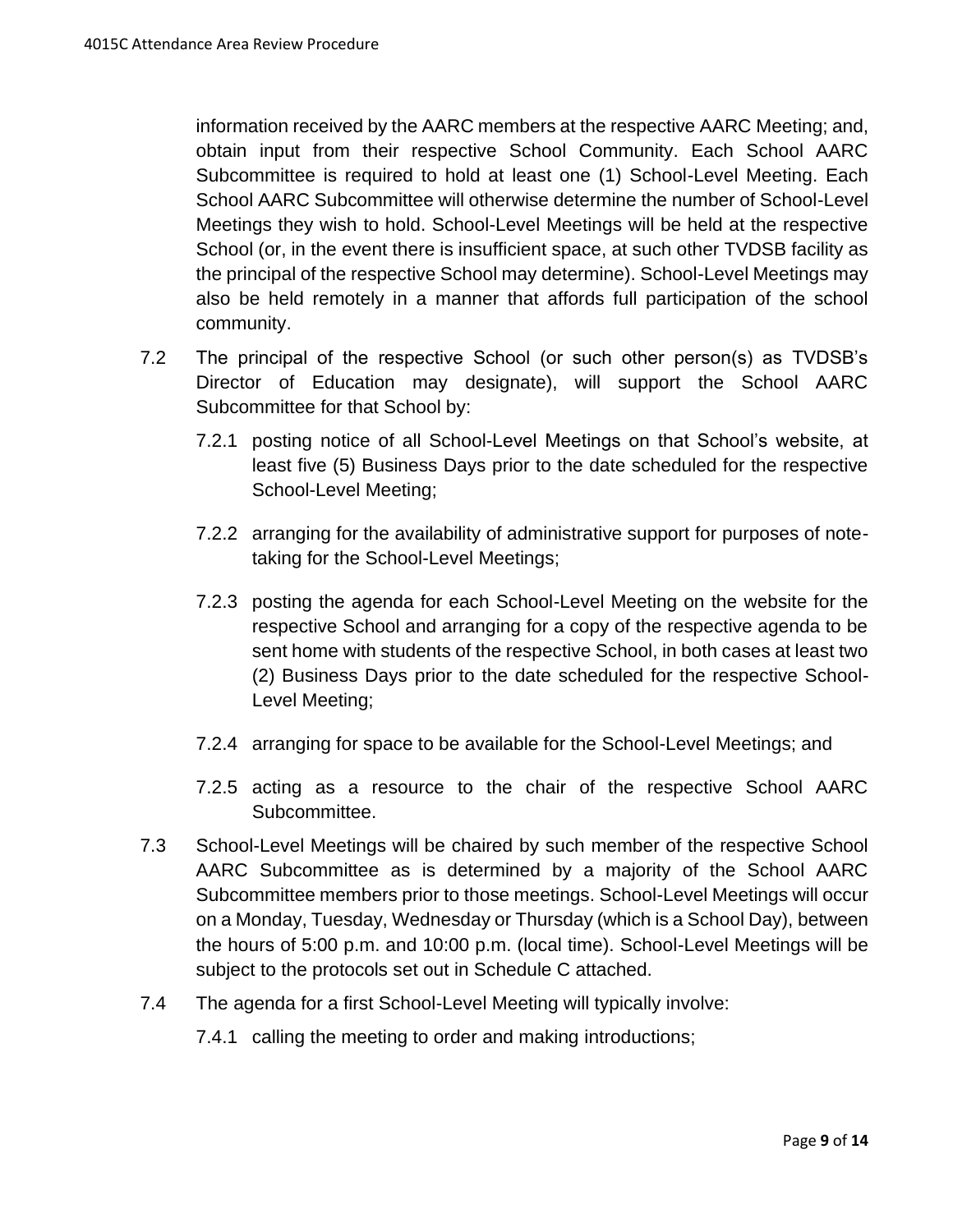information received by the AARC members at the respective AARC Meeting; and, obtain input from their respective School Community. Each School AARC Subcommittee is required to hold at least one (1) School-Level Meeting. Each School AARC Subcommittee will otherwise determine the number of School-Level Meetings they wish to hold. School-Level Meetings will be held at the respective School (or, in the event there is insufficient space, at such other TVDSB facility as the principal of the respective School may determine). School-Level Meetings may also be held remotely in a manner that affords full participation of the school community.

7.2 The principal of the respective School (or such other person(s) as TVDSB's Director of Education may designate), will support the School AARC Subcommittee for that School by:

7.2.1 posting notice of all School-Level Meetings on that School's website, at least five (5) Business Days prior to the date scheduled for the respective School-Level Meeting;

7.2.2 arranging for the availability of administrative support for purposes of note-taking for the School-Level Meetings;

7.2.3 posting the agenda for each School-Level Meeting on the website for the respective School and arranging for a copy of the respective agenda to be sent home with students of the respective School, in both cases at least two (2) Business Days prior to the date scheduled for the respective School-Level Meeting;

7.2.4 arranging for space to be available for the School-Level Meetings; and

7.2.5 acting as a resource to the chair of the respective School AARC Subcommittee.

7.3 School-Level Meetings will be chaired by such member of the respective School AARC Subcommittee as is determined by a majority of the School AARC Subcommittee members prior to those meetings. School-Level Meetings will occur on a Monday, Tuesday, Wednesday or Thursday (which is a School Day), between the hours of 5:00 p.m. and 10:00 p.m. (local time). School-Level Meetings will be subject to the protocols set out in Schedule C attached.

7.4 The agenda for a first School-Level Meeting will typically involve:

7.4.1 calling the meeting to order and making introductions;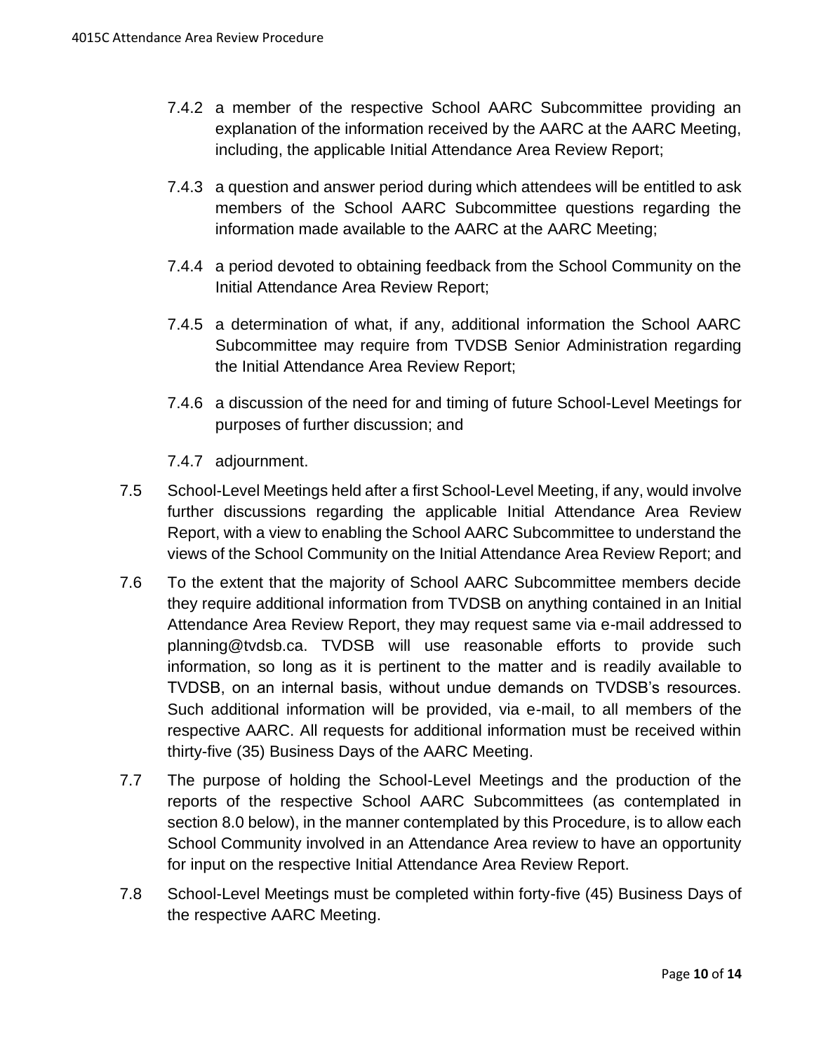7.4.2 a member of the respective School AARC Subcommittee providing an explanation of the information received by the AARC at the AARC Meeting, including, the applicable Initial Attendance Area Review Report;

7.4.3 a question and answer period during which attendees will be entitled to ask members of the School AARC Subcommittee questions regarding the information made available to the AARC at the AARC Meeting;

7.4.4 a period devoted to obtaining feedback from the School Community on the Initial Attendance Area Review Report;

7.4.5 a determination of what, if any, additional information the School AARC Subcommittee may require from TVDSB Senior Administration regarding the Initial Attendance Area Review Report;

7.4.6 a discussion of the need for and timing of future School-Level Meetings for purposes of further discussion; and

7.4.7 adjournment.

7.5 School-Level Meetings held after a first School-Level Meeting, if any, would involve further discussions regarding the applicable Initial Attendance Area Review Report, with a view to enabling the School AARC Subcommittee to understand the views of the School Community on the Initial Attendance Area Review Report; and

7.6 To the extent that the majority of School AARC Subcommittee members decide they require additional information from TVDSB on anything contained in an Initial Attendance Area Review Report, they may request same via e-mail addressed to planning@tvdsb.ca. TVDSB will use reasonable efforts to provide such information, so long as it is pertinent to the matter and is readily available to TVDSB, on an internal basis, without undue demands on TVDSB's resources. Such additional information will be provided, via e-mail, to all members of the respective AARC. All requests for additional information must be received within thirty-five (35) Business Days of the AARC Meeting.

7.7 The purpose of holding the School-Level Meetings and the production of the reports of the respective School AARC Subcommittees (as contemplated in section 8.0 below), in the manner contemplated by this Procedure, is to allow each School Community involved in an Attendance Area review to have an opportunity for input on the respective Initial Attendance Area Review Report.

7.8 School-Level Meetings must be completed within forty-five (45) Business Days of the respective AARC Meeting.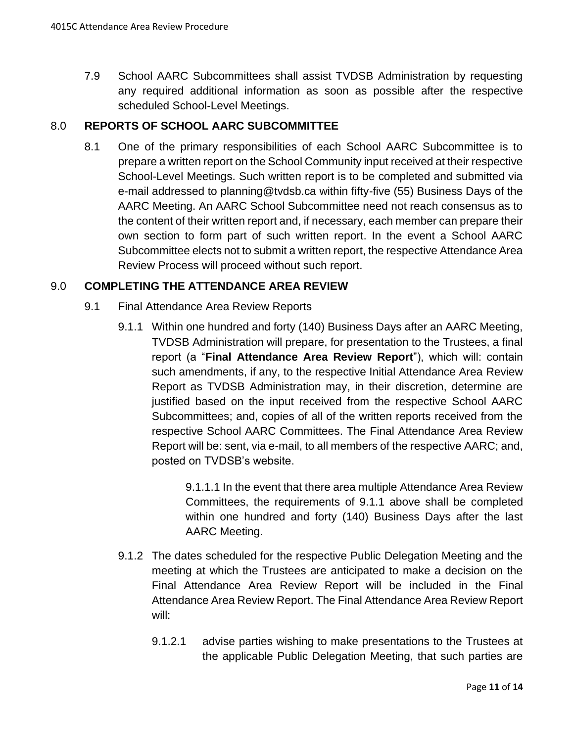7.9 School AARC Subcommittees shall assist TVDSB Administration by requesting any required additional information as soon as possible after the respective scheduled School-Level Meetings.

## 8.0 REPORTS OF SCHOOL AARC SUBCOMMITTEE

8.1 One of the primary responsibilities of each School AARC Subcommittee is to prepare a written report on the School Community input received at their respective School-Level Meetings. Such written report is to be completed and submitted via e-mail addressed to planning@tvdsb.ca within fifty-five (55) Business Days of the AARC Meeting. An AARC School Subcommittee need not reach consensus as to the content of their written report and, if necessary, each member can prepare their own section to form part of such written report. In the event a School AARC Subcommittee elects not to submit a written report, the respective Attendance Area Review Process will proceed without such report.

## 9.0 COMPLETING THE ATTENDANCE AREA REVIEW

9.1 Final Attendance Area Review Reports

9.1.1 Within one hundred and forty (140) Business Days after an AARC Meeting, TVDSB Administration will prepare, for presentation to the Trustees, a final report (a "**Final Attendance Area Review Report**"), which will: contain such amendments, if any, to the respective Initial Attendance Area Review Report as TVDSB Administration may, in their discretion, determine are justified based on the input received from the respective School AARC Subcommittees; and, copies of all of the written reports received from the respective School AARC Committees. The Final Attendance Area Review Report will be: sent, via e-mail, to all members of the respective AARC; and, posted on TVDSB's website.

9.1.1.1 In the event that there area multiple Attendance Area Review Committees, the requirements of 9.1.1 above shall be completed within one hundred and forty (140) Business Days after the last AARC Meeting.

9.1.2 The dates scheduled for the respective Public Delegation Meeting and the meeting at which the Trustees are anticipated to make a decision on the Final Attendance Area Review Report will be included in the Final Attendance Area Review Report. The Final Attendance Area Review Report will:

9.1.2.1 advise parties wishing to make presentations to the Trustees at the applicable Public Delegation Meeting, that such parties are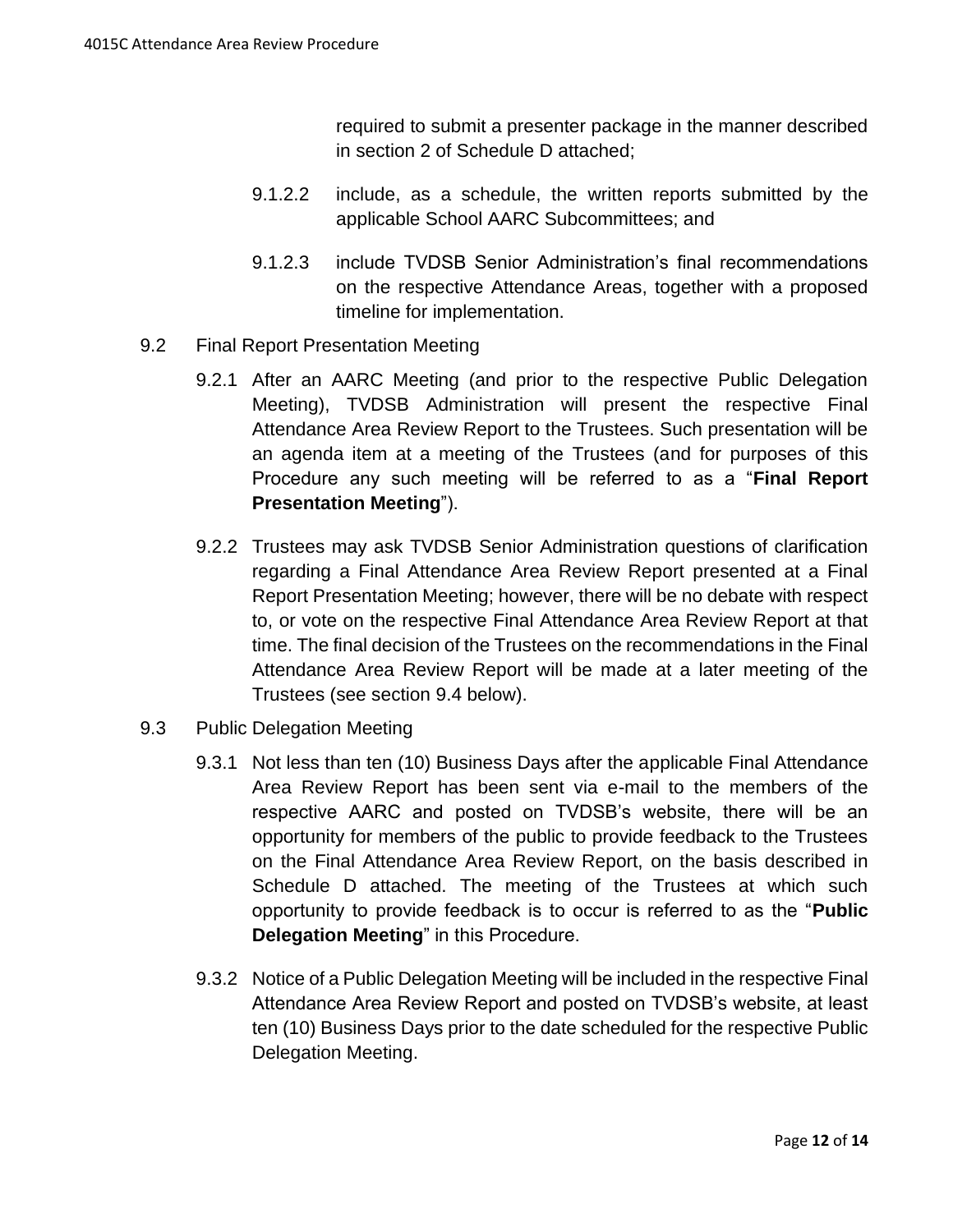required to submit a presenter package in the manner described in section 2 of Schedule D attached;

9.1.2.2 include, as a schedule, the written reports submitted by the applicable School AARC Subcommittees; and

9.1.2.3 include TVDSB Senior Administration's final recommendations on the respective Attendance Areas, together with a proposed timeline for implementation.

9.2 Final Report Presentation Meeting

9.2.1 After an AARC Meeting (and prior to the respective Public Delegation Meeting), TVDSB Administration will present the respective Final Attendance Area Review Report to the Trustees. Such presentation will be an agenda item at a meeting of the Trustees (and for purposes of this Procedure any such meeting will be referred to as a "**Final Report Presentation Meeting**").

9.2.2 Trustees may ask TVDSB Senior Administration questions of clarification regarding a Final Attendance Area Review Report presented at a Final Report Presentation Meeting; however, there will be no debate with respect to, or vote on the respective Final Attendance Area Review Report at that time. The final decision of the Trustees on the recommendations in the Final Attendance Area Review Report will be made at a later meeting of the Trustees (see section 9.4 below).

9.3 Public Delegation Meeting

9.3.1 Not less than ten (10) Business Days after the applicable Final Attendance Area Review Report has been sent via e-mail to the members of the respective AARC and posted on TVDSB's website, there will be an opportunity for members of the public to provide feedback to the Trustees on the Final Attendance Area Review Report, on the basis described in Schedule D attached. The meeting of the Trustees at which such opportunity to provide feedback is to occur is referred to as the "**Public Delegation Meeting**" in this Procedure.

9.3.2 Notice of a Public Delegation Meeting will be included in the respective Final Attendance Area Review Report and posted on TVDSB's website, at least ten (10) Business Days prior to the date scheduled for the respective Public Delegation Meeting.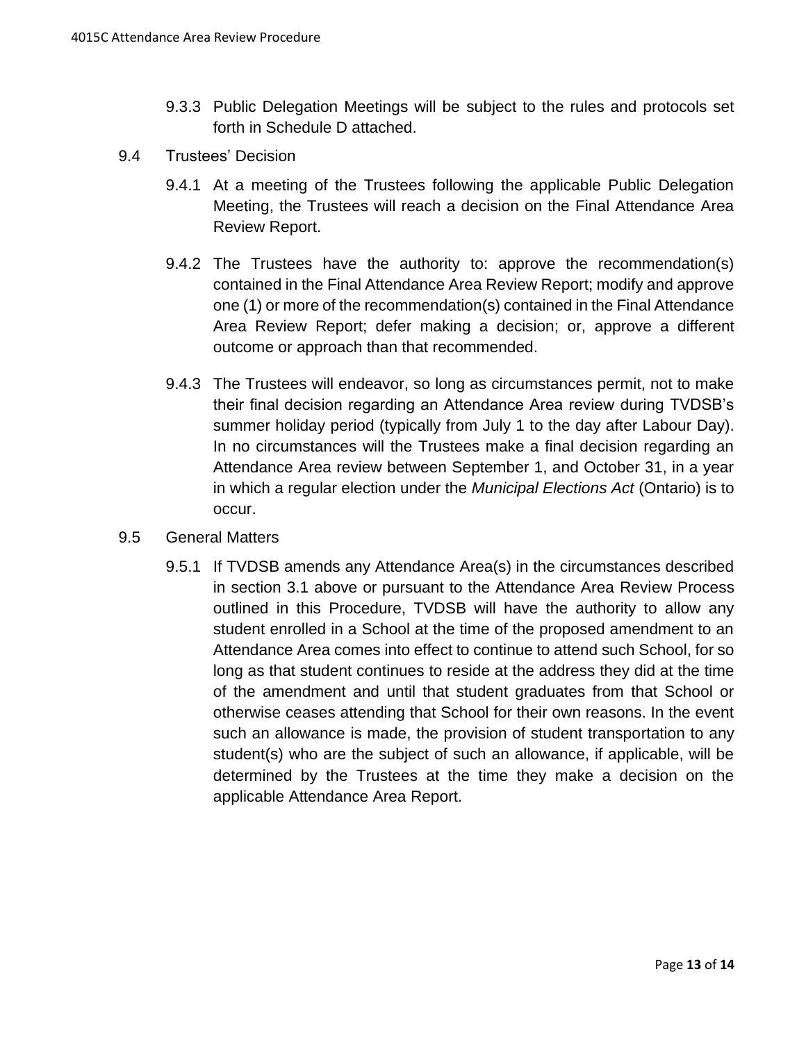9.3.3 Public Delegation Meetings will be subject to the rules and protocols set forth in Schedule D attached.

9.4 Trustees' Decision

9.4.1 At a meeting of the Trustees following the applicable Public Delegation Meeting, the Trustees will reach a decision on the Final Attendance Area Review Report.

9.4.2 The Trustees have the authority to: approve the recommendation(s) contained in the Final Attendance Area Review Report; modify and approve one (1) or more of the recommendation(s) contained in the Final Attendance Area Review Report; defer making a decision; or, approve a different outcome or approach than that recommended.

9.4.3 The Trustees will endeavor, so long as circumstances permit, not to make their final decision regarding an Attendance Area review during TVDSB's summer holiday period (typically from July 1 to the day after Labour Day). In no circumstances will the Trustees make a final decision regarding an Attendance Area review between September 1, and October 31, in a year in which a regular election under the *Municipal Elections Act* (Ontario) is to occur.

9.5 General Matters

9.5.1 If TVDSB amends any Attendance Area(s) in the circumstances described in section 3.1 above or pursuant to the Attendance Area Review Process outlined in this Procedure, TVDSB will have the authority to allow any student enrolled in a School at the time of the proposed amendment to an Attendance Area comes into effect to continue to attend such School, for so long as that student continues to reside at the address they did at the time of the amendment and until that student graduates from that School or otherwise ceases attending that School for their own reasons. In the event such an allowance is made, the provision of student transportation to any student(s) who are the subject of such an allowance, if applicable, will be determined by the Trustees at the time they make a decision on the applicable Attendance Area Report.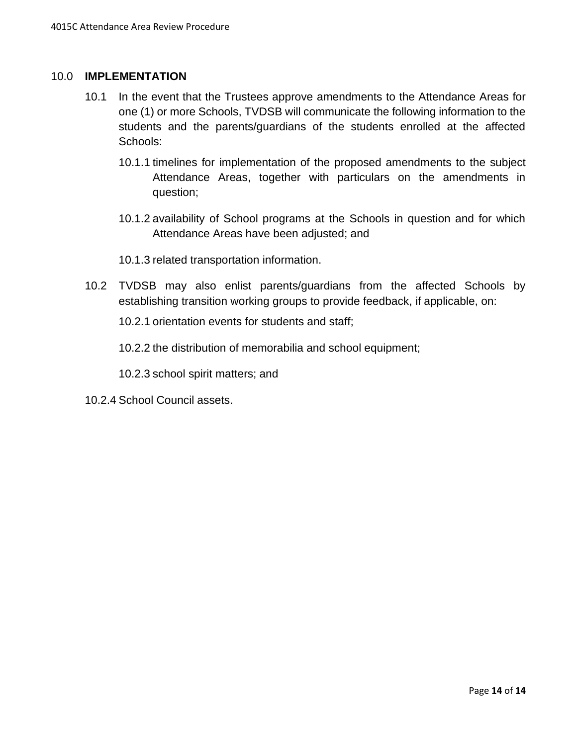## 10.0 **IMPLEMENTATION**

10.1 In the event that the Trustees approve amendments to the Attendance Areas for one (1) or more Schools, TVDSB will communicate the following information to the students and the parents/guardians of the students enrolled at the affected Schools:

10.1.1 timelines for implementation of the proposed amendments to the subject Attendance Areas, together with particulars on the amendments in question;

10.1.2 availability of School programs at the Schools in question and for which Attendance Areas have been adjusted; and

10.1.3 related transportation information.

10.2 TVDSB may also enlist parents/guardians from the affected Schools by establishing transition working groups to provide feedback, if applicable, on:

10.2.1 orientation events for students and staff;

10.2.2 the distribution of memorabilia and school equipment;

10.2.3 school spirit matters; and

10.2.4 School Council assets.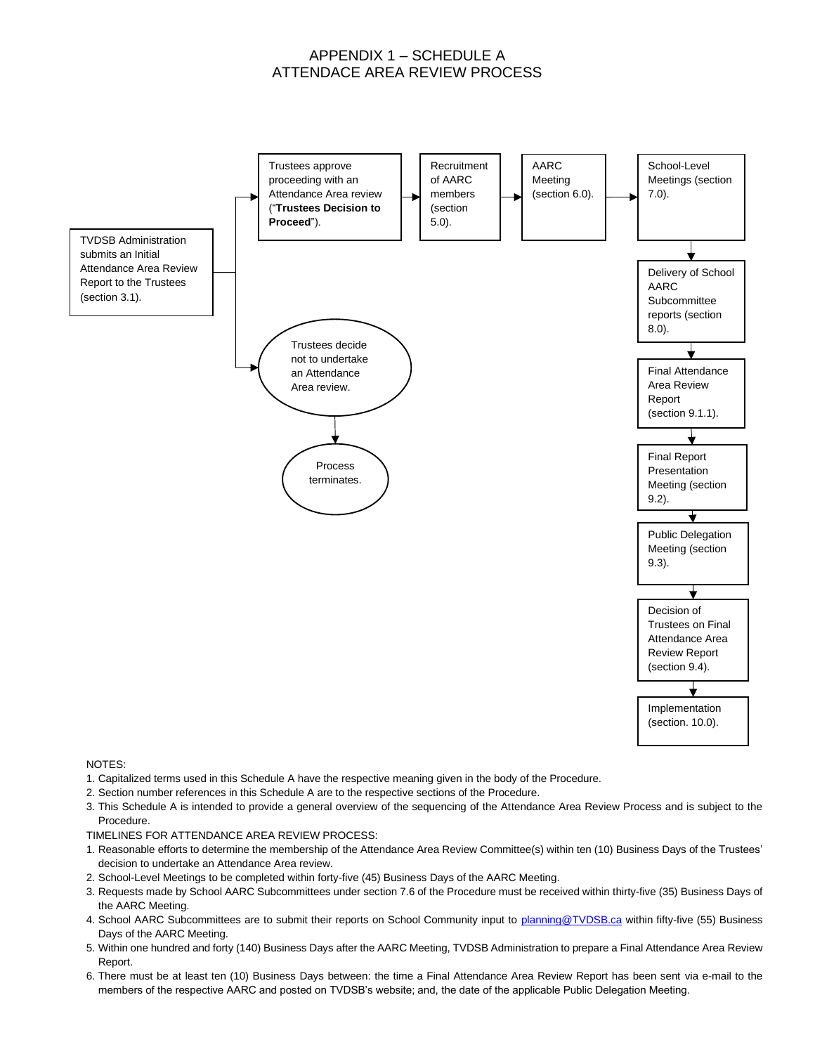# APPENDIX 1 – SCHEDULE A
# ATTENDACE AREA REVIEW PROCESS

TVDSB Administration submits an Initial Attendance Area Review Report to the Trustees (section 3.1).

→ Trustees approve proceeding with an Attendance Area review ("**Trustees Decision to Proceed**").

→ Recruitment of AARC members (section 5.0).

→ AARC Meeting (section 6.0).

→ School-Level Meetings (section 7.0).

→ Delivery of School AARC Subcommittee reports (section 8.0).

→ Final Attendance Area Review Report (section 9.1.1).

→ Final Report Presentation Meeting (section 9.2).

→ Public Delegation Meeting (section 9.3).

→ Decision of Trustees on Final Attendance Area Review Report (section 9.4).

→ Implementation (section. 10.0).

Alternatively: Trustees decide not to undertake an Attendance Area review.

→ Process terminates.

NOTES:

1. Capitalized terms used in this Schedule A have the respective meaning given in the body of the Procedure.
2. Section number references in this Schedule A are to the respective sections of the Procedure.
3. This Schedule A is intended to provide a general overview of the sequencing of the Attendance Area Review Process and is subject to the Procedure.

TIMELINES FOR ATTENDANCE AREA REVIEW PROCESS:

1. Reasonable efforts to determine the membership of the Attendance Area Review Committee(s) within ten (10) Business Days of the Trustees' decision to undertake an Attendance Area review.
2. School-Level Meetings to be completed within forty-five (45) Business Days of the AARC Meeting.
3. Requests made by School AARC Subcommittees under section 7.6 of the Procedure must be received within thirty-five (35) Business Days of the AARC Meeting.
4. School AARC Subcommittees are to submit their reports on School Community input to planning@TVDSB.ca within fifty-five (55) Business Days of the AARC Meeting.
5. Within one hundred and forty (140) Business Days after the AARC Meeting, TVDSB Administration to prepare a Final Attendance Area Review Report.
6. There must be at least ten (10) Business Days between: the time a Final Attendance Area Review Report has been sent via e-mail to the members of the respective AARC and posted on TVDSB's website; and, the date of the applicable Public Delegation Meeting.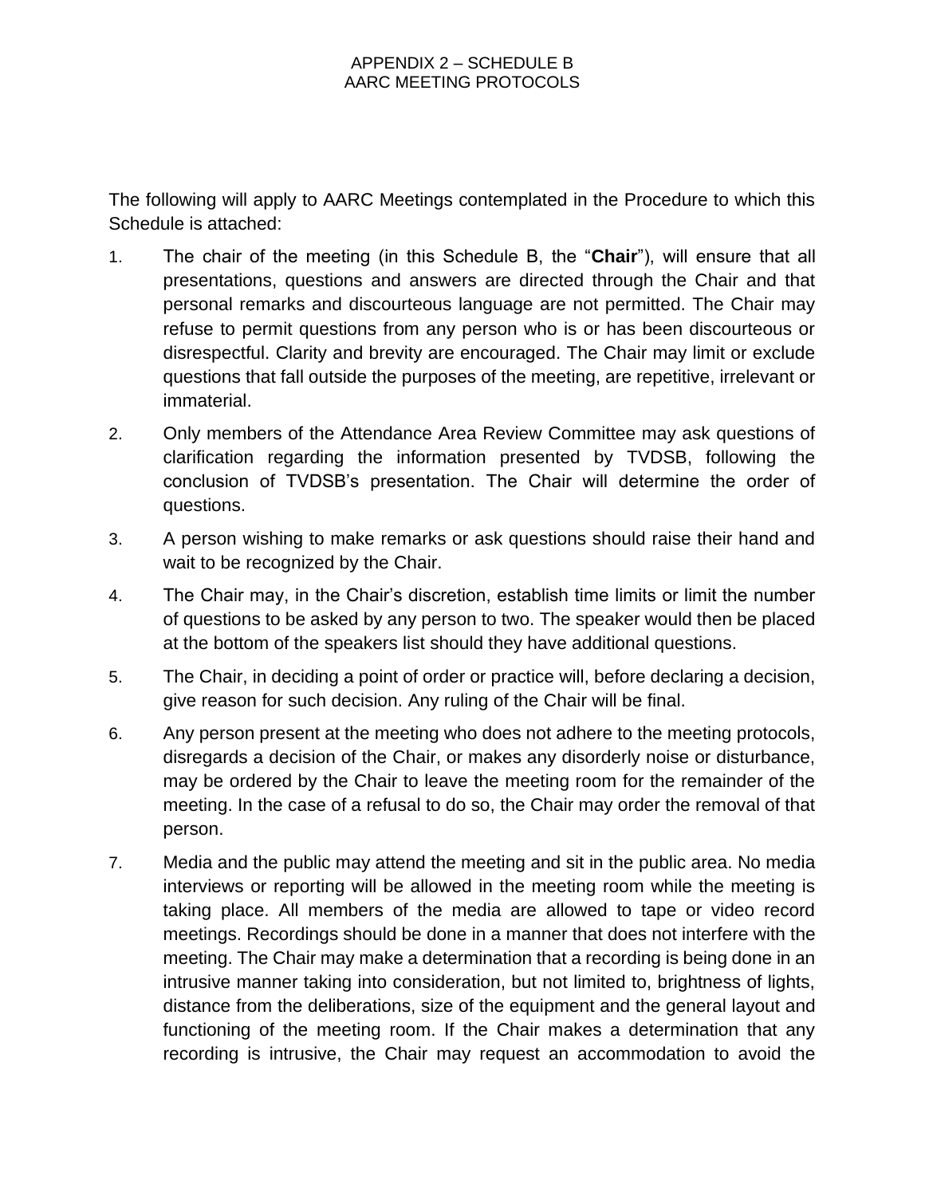# APPENDIX 2 – SCHEDULE B
# AARC MEETING PROTOCOLS

The following will apply to AARC Meetings contemplated in the Procedure to which this Schedule is attached:

1. The chair of the meeting (in this Schedule B, the "**Chair**"), will ensure that all presentations, questions and answers are directed through the Chair and that personal remarks and discourteous language are not permitted. The Chair may refuse to permit questions from any person who is or has been discourteous or disrespectful. Clarity and brevity are encouraged. The Chair may limit or exclude questions that fall outside the purposes of the meeting, are repetitive, irrelevant or immaterial.

2. Only members of the Attendance Area Review Committee may ask questions of clarification regarding the information presented by TVDSB, following the conclusion of TVDSB's presentation. The Chair will determine the order of questions.

3. A person wishing to make remarks or ask questions should raise their hand and wait to be recognized by the Chair.

4. The Chair may, in the Chair's discretion, establish time limits or limit the number of questions to be asked by any person to two. The speaker would then be placed at the bottom of the speakers list should they have additional questions.

5. The Chair, in deciding a point of order or practice will, before declaring a decision, give reason for such decision. Any ruling of the Chair will be final.

6. Any person present at the meeting who does not adhere to the meeting protocols, disregards a decision of the Chair, or makes any disorderly noise or disturbance, may be ordered by the Chair to leave the meeting room for the remainder of the meeting. In the case of a refusal to do so, the Chair may order the removal of that person.

7. Media and the public may attend the meeting and sit in the public area. No media interviews or reporting will be allowed in the meeting room while the meeting is taking place. All members of the media are allowed to tape or video record meetings. Recordings should be done in a manner that does not interfere with the meeting. The Chair may make a determination that a recording is being done in an intrusive manner taking into consideration, but not limited to, brightness of lights, distance from the deliberations, size of the equipment and the general layout and functioning of the meeting room. If the Chair makes a determination that any recording is intrusive, the Chair may request an accommodation to avoid the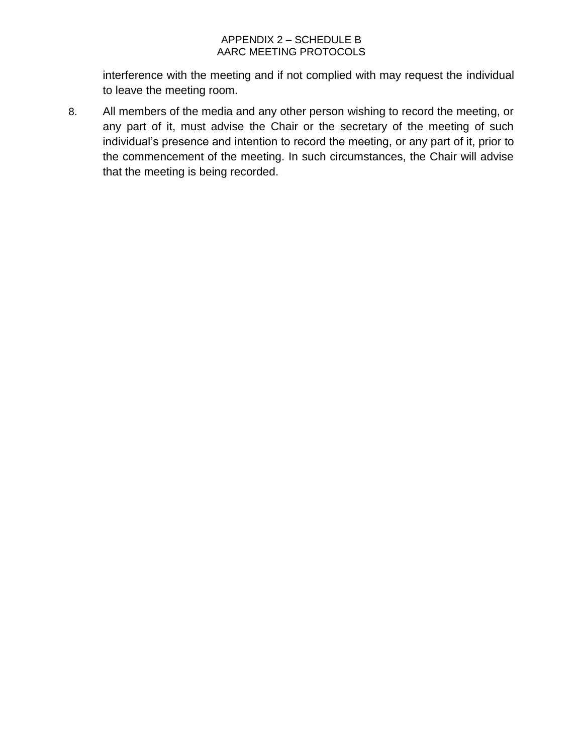interference with the meeting and if not complied with may request the individual to leave the meeting room.

8. All members of the media and any other person wishing to record the meeting, or any part of it, must advise the Chair or the secretary of the meeting of such individual's presence and intention to record the meeting, or any part of it, prior to the commencement of the meeting. In such circumstances, the Chair will advise that the meeting is being recorded.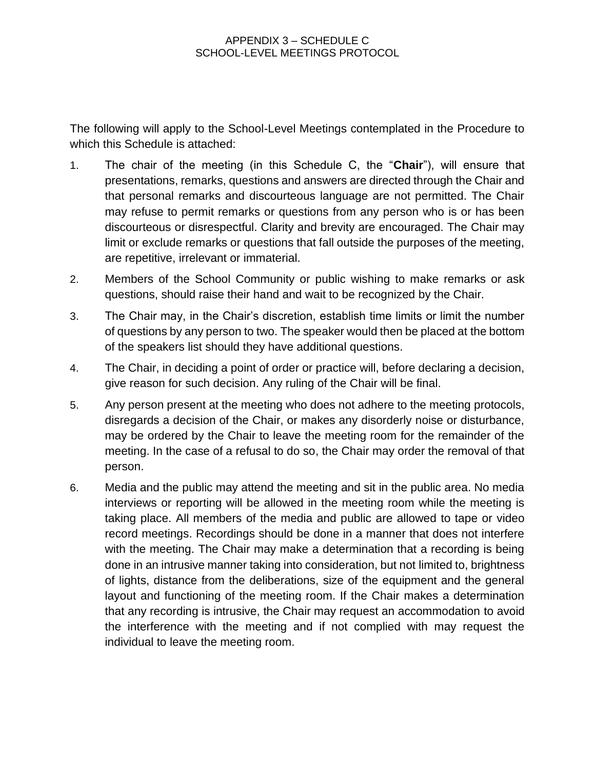# APPENDIX 3 – SCHEDULE C
## SCHOOL-LEVEL MEETINGS PROTOCOL

The following will apply to the School-Level Meetings contemplated in the Procedure to which this Schedule is attached:

1. The chair of the meeting (in this Schedule C, the "**Chair**"), will ensure that presentations, remarks, questions and answers are directed through the Chair and that personal remarks and discourteous language are not permitted. The Chair may refuse to permit remarks or questions from any person who is or has been discourteous or disrespectful. Clarity and brevity are encouraged. The Chair may limit or exclude remarks or questions that fall outside the purposes of the meeting, are repetitive, irrelevant or immaterial.

2. Members of the School Community or public wishing to make remarks or ask questions, should raise their hand and wait to be recognized by the Chair.

3. The Chair may, in the Chair's discretion, establish time limits or limit the number of questions by any person to two. The speaker would then be placed at the bottom of the speakers list should they have additional questions.

4. The Chair, in deciding a point of order or practice will, before declaring a decision, give reason for such decision. Any ruling of the Chair will be final.

5. Any person present at the meeting who does not adhere to the meeting protocols, disregards a decision of the Chair, or makes any disorderly noise or disturbance, may be ordered by the Chair to leave the meeting room for the remainder of the meeting. In the case of a refusal to do so, the Chair may order the removal of that person.

6. Media and the public may attend the meeting and sit in the public area. No media interviews or reporting will be allowed in the meeting room while the meeting is taking place. All members of the media and public are allowed to tape or video record meetings. Recordings should be done in a manner that does not interfere with the meeting. The Chair may make a determination that a recording is being done in an intrusive manner taking into consideration, but not limited to, brightness of lights, distance from the deliberations, size of the equipment and the general layout and functioning of the meeting room. If the Chair makes a determination that any recording is intrusive, the Chair may request an accommodation to avoid the interference with the meeting and if not complied with may request the individual to leave the meeting room.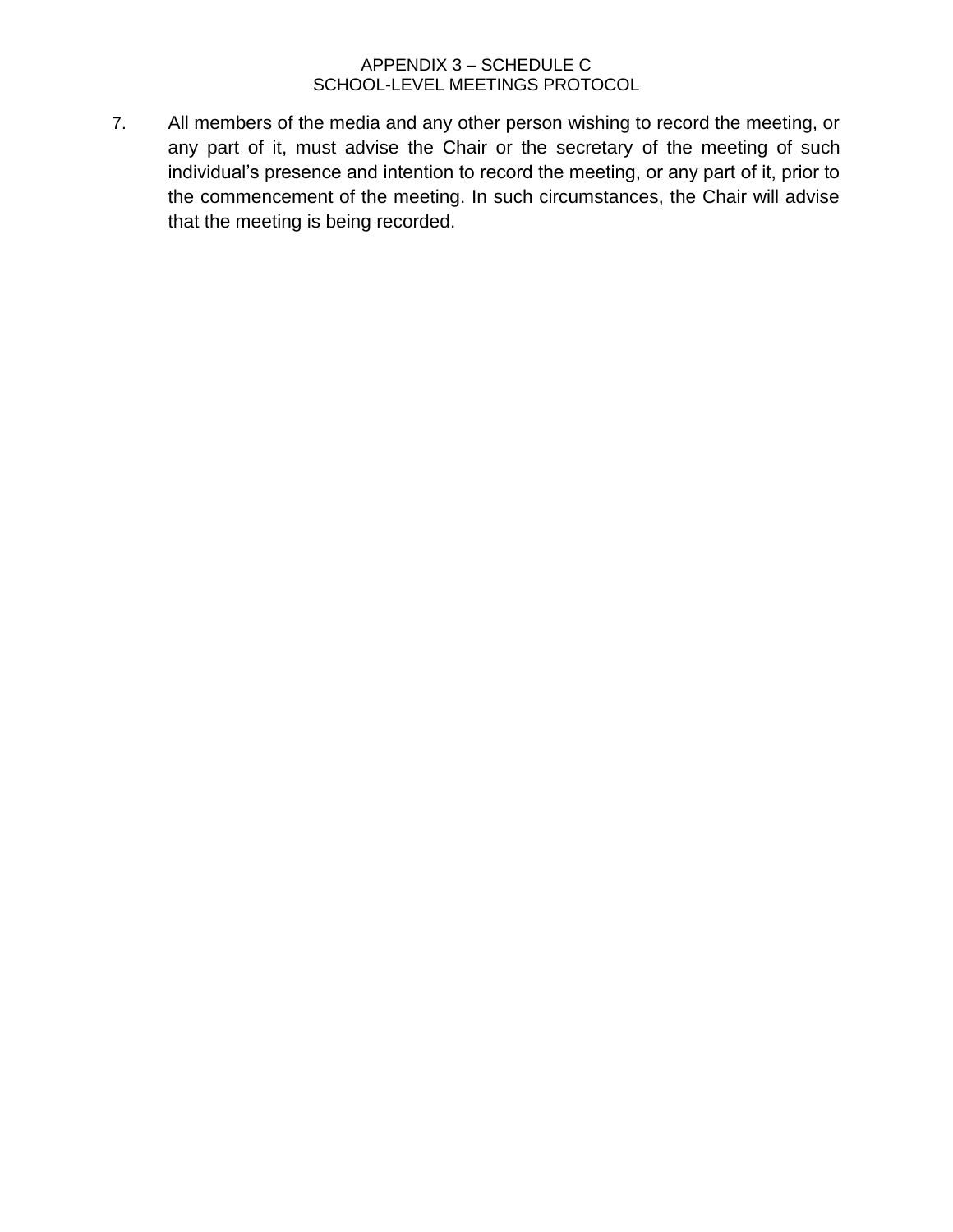APPENDIX 3 – SCHEDULE C
SCHOOL-LEVEL MEETINGS PROTOCOL

7. All members of the media and any other person wishing to record the meeting, or any part of it, must advise the Chair or the secretary of the meeting of such individual's presence and intention to record the meeting, or any part of it, prior to the commencement of the meeting. In such circumstances, the Chair will advise that the meeting is being recorded.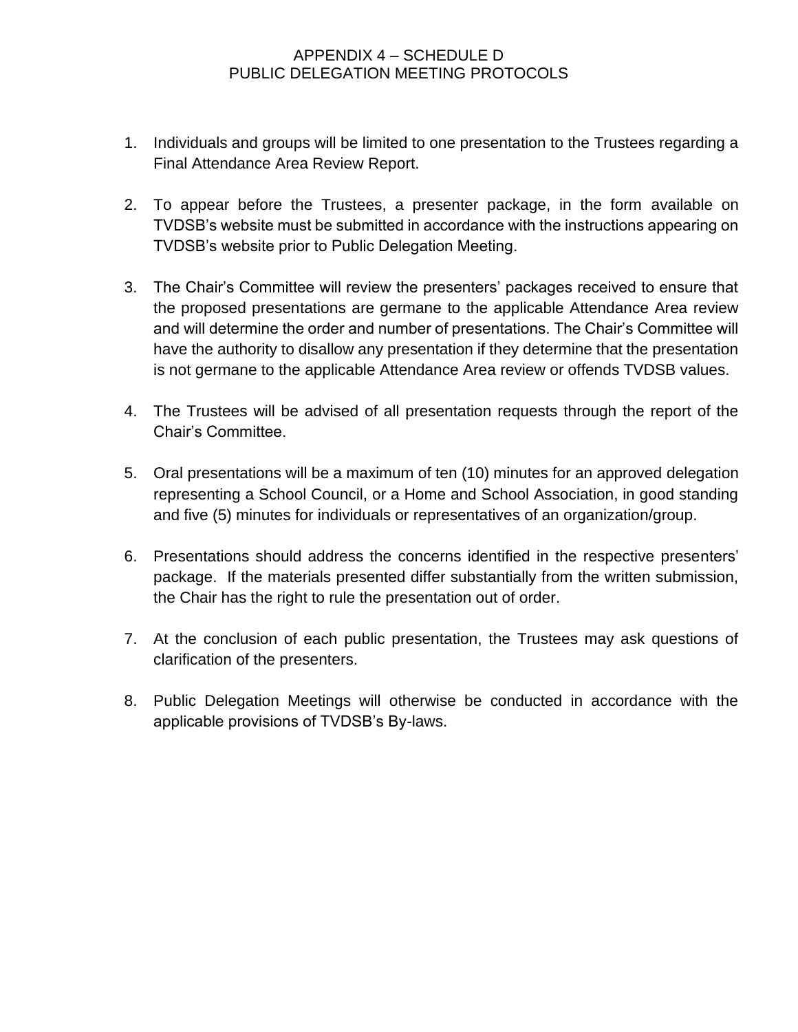# APPENDIX 4 – SCHEDULE D
# PUBLIC DELEGATION MEETING PROTOCOLS

1. Individuals and groups will be limited to one presentation to the Trustees regarding a Final Attendance Area Review Report.

2. To appear before the Trustees, a presenter package, in the form available on TVDSB's website must be submitted in accordance with the instructions appearing on TVDSB's website prior to Public Delegation Meeting.

3. The Chair's Committee will review the presenters' packages received to ensure that the proposed presentations are germane to the applicable Attendance Area review and will determine the order and number of presentations. The Chair's Committee will have the authority to disallow any presentation if they determine that the presentation is not germane to the applicable Attendance Area review or offends TVDSB values.

4. The Trustees will be advised of all presentation requests through the report of the Chair's Committee.

5. Oral presentations will be a maximum of ten (10) minutes for an approved delegation representing a School Council, or a Home and School Association, in good standing and five (5) minutes for individuals or representatives of an organization/group.

6. Presentations should address the concerns identified in the respective presenters' package. If the materials presented differ substantially from the written submission, the Chair has the right to rule the presentation out of order.

7. At the conclusion of each public presentation, the Trustees may ask questions of clarification of the presenters.

8. Public Delegation Meetings will otherwise be conducted in accordance with the applicable provisions of TVDSB's By-laws.